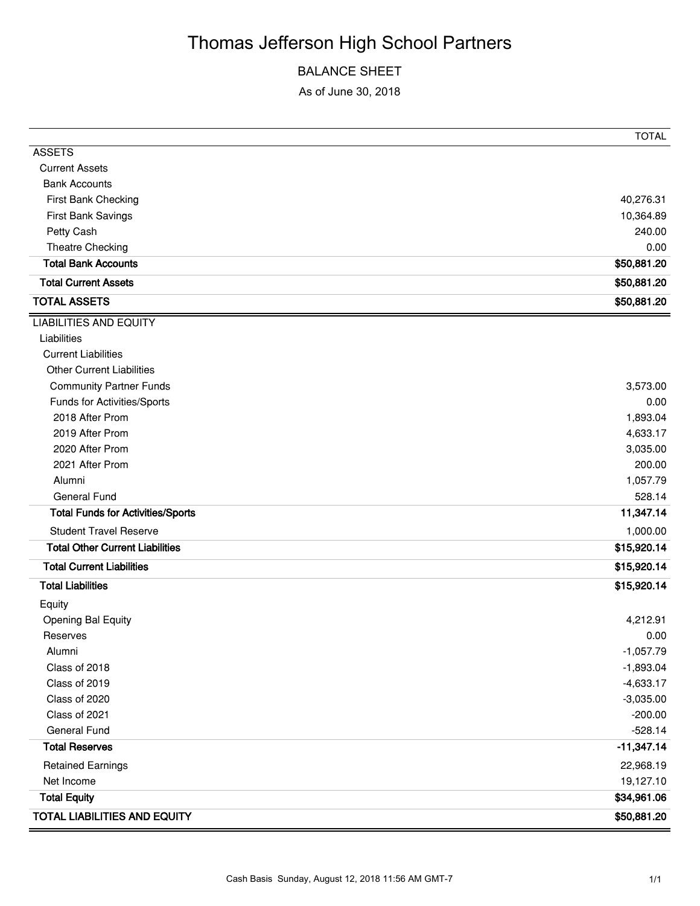# Thomas Jefferson High School Partners

## BALANCE SHEET

As of June 30, 2018

| | TOTAL |
|---|---|
| ASSETS | |
| Current Assets | |
| Bank Accounts | |
| First Bank Checking | 40,276.31 |
| First Bank Savings | 10,364.89 |
| Petty Cash | 240.00 |
| Theatre Checking | 0.00 |
| **Total Bank Accounts** | **$50,881.20** |
| **Total Current Assets** | **$50,881.20** |
| **TOTAL ASSETS** | **$50,881.20** |
| LIABILITIES AND EQUITY | |
| Liabilities | |
| Current Liabilities | |
| Other Current Liabilities | |
| Community Partner Funds | 3,573.00 |
| Funds for Activities/Sports | 0.00 |
| 2018 After Prom | 1,893.04 |
| 2019 After Prom | 4,633.17 |
| 2020 After Prom | 3,035.00 |
| 2021 After Prom | 200.00 |
| Alumni | 1,057.79 |
| General Fund | 528.14 |
| **Total Funds for Activities/Sports** | **11,347.14** |
| Student Travel Reserve | 1,000.00 |
| **Total Other Current Liabilities** | **$15,920.14** |
| **Total Current Liabilities** | **$15,920.14** |
| **Total Liabilities** | **$15,920.14** |
| Equity | |
| Opening Bal Equity | 4,212.91 |
| Reserves | 0.00 |
| Alumni | -1,057.79 |
| Class of 2018 | -1,893.04 |
| Class of 2019 | -4,633.17 |
| Class of 2020 | -3,035.00 |
| Class of 2021 | -200.00 |
| General Fund | -528.14 |
| **Total Reserves** | **-11,347.14** |
| Retained Earnings | 22,968.19 |
| Net Income | 19,127.10 |
| **Total Equity** | **$34,961.06** |
| **TOTAL LIABILITIES AND EQUITY** | **$50,881.20** |

Cash Basis Sunday, August 12, 2018 11:56 AM GMT-7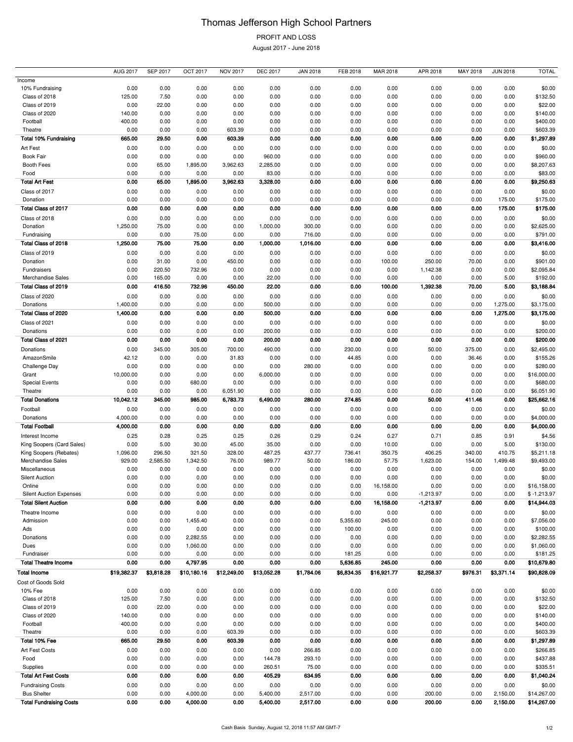# Thomas Jefferson High School Partners

PROFIT AND LOSS

August 2017 - June 2018

| | AUG 2017 | SEP 2017 | OCT 2017 | NOV 2017 | DEC 2017 | JAN 2018 | FEB 2018 | MAR 2018 | APR 2018 | MAY 2018 | JUN 2018 | TOTAL |
|---|---|---|---|---|---|---|---|---|---|---|---|---|
| Income | | | | | | | | | | | | |
| 10% Fundraising | 0.00 | 0.00 | 0.00 | 0.00 | 0.00 | 0.00 | 0.00 | 0.00 | 0.00 | 0.00 | 0.00 | $0.00 |
| Class of 2018 | 125.00 | 7.50 | 0.00 | 0.00 | 0.00 | 0.00 | 0.00 | 0.00 | 0.00 | 0.00 | 0.00 | $132.50 |
| Class of 2019 | 0.00 | 22.00 | 0.00 | 0.00 | 0.00 | 0.00 | 0.00 | 0.00 | 0.00 | 0.00 | 0.00 | $22.00 |
| Class of 2020 | 140.00 | 0.00 | 0.00 | 0.00 | 0.00 | 0.00 | 0.00 | 0.00 | 0.00 | 0.00 | 0.00 | $140.00 |
| Football | 400.00 | 0.00 | 0.00 | 0.00 | 0.00 | 0.00 | 0.00 | 0.00 | 0.00 | 0.00 | 0.00 | $400.00 |
| Theatre | 0.00 | 0.00 | 0.00 | 603.39 | 0.00 | 0.00 | 0.00 | 0.00 | 0.00 | 0.00 | 0.00 | $603.39 |
| **Total 10% Fundraising** | **665.00** | **29.50** | **0.00** | **603.39** | **0.00** | **0.00** | **0.00** | **0.00** | **0.00** | **0.00** | **0.00** | **$1,297.89** |
| Art Fest | 0.00 | 0.00 | 0.00 | 0.00 | 0.00 | 0.00 | 0.00 | 0.00 | 0.00 | 0.00 | 0.00 | $0.00 |
| Book Fair | 0.00 | 0.00 | 0.00 | 0.00 | 960.00 | 0.00 | 0.00 | 0.00 | 0.00 | 0.00 | 0.00 | $960.00 |
| Booth Fees | 0.00 | 65.00 | 1,895.00 | 3,962.63 | 2,285.00 | 0.00 | 0.00 | 0.00 | 0.00 | 0.00 | 0.00 | $8,207.63 |
| Food | 0.00 | 0.00 | 0.00 | 0.00 | 83.00 | 0.00 | 0.00 | 0.00 | 0.00 | 0.00 | 0.00 | $83.00 |
| **Total Art Fest** | **0.00** | **65.00** | **1,895.00** | **3,962.63** | **3,328.00** | **0.00** | **0.00** | **0.00** | **0.00** | **0.00** | **0.00** | **$9,250.63** |
| Class of 2017 | 0.00 | 0.00 | 0.00 | 0.00 | 0.00 | 0.00 | 0.00 | 0.00 | 0.00 | 0.00 | 0.00 | $0.00 |
| Donation | 0.00 | 0.00 | 0.00 | 0.00 | 0.00 | 0.00 | 0.00 | 0.00 | 0.00 | 0.00 | 175.00 | $175.00 |
| **Total Class of 2017** | **0.00** | **0.00** | **0.00** | **0.00** | **0.00** | **0.00** | **0.00** | **0.00** | **0.00** | **0.00** | **175.00** | **$175.00** |
| Class of 2018 | 0.00 | 0.00 | 0.00 | 0.00 | 0.00 | 0.00 | 0.00 | 0.00 | 0.00 | 0.00 | 0.00 | $0.00 |
| Donation | 1,250.00 | 75.00 | 0.00 | 0.00 | 1,000.00 | 300.00 | 0.00 | 0.00 | 0.00 | 0.00 | 0.00 | $2,625.00 |
| Fundraising | 0.00 | 0.00 | 75.00 | 0.00 | 0.00 | 716.00 | 0.00 | 0.00 | 0.00 | 0.00 | 0.00 | $791.00 |
| **Total Class of 2018** | **1,250.00** | **75.00** | **75.00** | **0.00** | **1,000.00** | **1,016.00** | **0.00** | **0.00** | **0.00** | **0.00** | **0.00** | **$3,416.00** |
| Class of 2019 | 0.00 | 0.00 | 0.00 | 0.00 | 0.00 | 0.00 | 0.00 | 0.00 | 0.00 | 0.00 | 0.00 | $0.00 |
| Donation | 0.00 | 31.00 | 0.00 | 450.00 | 0.00 | 0.00 | 0.00 | 100.00 | 250.00 | 70.00 | 0.00 | $901.00 |
| Fundraisers | 0.00 | 220.50 | 732.96 | 0.00 | 0.00 | 0.00 | 0.00 | 0.00 | 1,142.38 | 0.00 | 0.00 | $2,095.84 |
| Merchandise Sales | 0.00 | 165.00 | 0.00 | 0.00 | 22.00 | 0.00 | 0.00 | 0.00 | 0.00 | 0.00 | 5.00 | $192.00 |
| **Total Class of 2019** | **0.00** | **416.50** | **732.96** | **450.00** | **22.00** | **0.00** | **0.00** | **100.00** | **1,392.38** | **70.00** | **5.00** | **$3,188.84** |
| Class of 2020 | 0.00 | 0.00 | 0.00 | 0.00 | 0.00 | 0.00 | 0.00 | 0.00 | 0.00 | 0.00 | 0.00 | $0.00 |
| Donations | 1,400.00 | 0.00 | 0.00 | 0.00 | 500.00 | 0.00 | 0.00 | 0.00 | 0.00 | 0.00 | 1,275.00 | $3,175.00 |
| **Total Class of 2020** | **1,400.00** | **0.00** | **0.00** | **0.00** | **500.00** | **0.00** | **0.00** | **0.00** | **0.00** | **0.00** | **1,275.00** | **$3,175.00** |
| Class of 2021 | 0.00 | 0.00 | 0.00 | 0.00 | 0.00 | 0.00 | 0.00 | 0.00 | 0.00 | 0.00 | 0.00 | $0.00 |
| Donations | 0.00 | 0.00 | 0.00 | 0.00 | 200.00 | 0.00 | 0.00 | 0.00 | 0.00 | 0.00 | 0.00 | $200.00 |
| **Total Class of 2021** | **0.00** | **0.00** | **0.00** | **0.00** | **200.00** | **0.00** | **0.00** | **0.00** | **0.00** | **0.00** | **0.00** | **$200.00** |
| Donations | 0.00 | 345.00 | 305.00 | 700.00 | 490.00 | 0.00 | 230.00 | 0.00 | 50.00 | 375.00 | 0.00 | $2,495.00 |
| AmazonSmile | 42.12 | 0.00 | 0.00 | 31.83 | 0.00 | 0.00 | 44.85 | 0.00 | 0.00 | 36.46 | 0.00 | $155.26 |
| Challenge Day | 0.00 | 0.00 | 0.00 | 0.00 | 0.00 | 280.00 | 0.00 | 0.00 | 0.00 | 0.00 | 0.00 | $280.00 |
| Grant | 10,000.00 | 0.00 | 0.00 | 0.00 | 6,000.00 | 0.00 | 0.00 | 0.00 | 0.00 | 0.00 | 0.00 | $16,000.00 |
| Special Events | 0.00 | 0.00 | 680.00 | 0.00 | 0.00 | 0.00 | 0.00 | 0.00 | 0.00 | 0.00 | 0.00 | $680.00 |
| Theatre | 0.00 | 0.00 | 0.00 | 6,051.90 | 0.00 | 0.00 | 0.00 | 0.00 | 0.00 | 0.00 | 0.00 | $6,051.90 |
| **Total Donations** | **10,042.12** | **345.00** | **985.00** | **6,783.73** | **6,490.00** | **280.00** | **274.85** | **0.00** | **50.00** | **411.46** | **0.00** | **$25,662.16** |
| Football | 0.00 | 0.00 | 0.00 | 0.00 | 0.00 | 0.00 | 0.00 | 0.00 | 0.00 | 0.00 | 0.00 | $0.00 |
| Donations | 4,000.00 | 0.00 | 0.00 | 0.00 | 0.00 | 0.00 | 0.00 | 0.00 | 0.00 | 0.00 | 0.00 | $4,000.00 |
| **Total Football** | **4,000.00** | **0.00** | **0.00** | **0.00** | **0.00** | **0.00** | **0.00** | **0.00** | **0.00** | **0.00** | **0.00** | **$4,000.00** |
| Interest Income | 0.25 | 0.28 | 0.25 | 0.25 | 0.26 | 0.29 | 0.24 | 0.27 | 0.71 | 0.85 | 0.91 | $4.56 |
| King Soopers (Card Sales) | 0.00 | 5.00 | 30.00 | 45.00 | 35.00 | 0.00 | 0.00 | 10.00 | 0.00 | 0.00 | 5.00 | $130.00 |
| King Soopers (Rebates) | 1,096.00 | 296.50 | 321.50 | 328.00 | 487.25 | 437.77 | 736.41 | 350.75 | 406.25 | 340.00 | 410.75 | $5,211.18 |
| Merchandise Sales | 929.00 | 2,585.50 | 1,342.50 | 76.00 | 989.77 | 50.00 | 186.00 | 57.75 | 1,623.00 | 154.00 | 1,499.48 | $9,493.00 |
| Miscellaneous | 0.00 | 0.00 | 0.00 | 0.00 | 0.00 | 0.00 | 0.00 | 0.00 | 0.00 | 0.00 | 0.00 | $0.00 |
| Silent Auction | 0.00 | 0.00 | 0.00 | 0.00 | 0.00 | 0.00 | 0.00 | 0.00 | 0.00 | 0.00 | 0.00 | $0.00 |
| Online | 0.00 | 0.00 | 0.00 | 0.00 | 0.00 | 0.00 | 0.00 | 16,158.00 | 0.00 | 0.00 | 0.00 | $16,158.00 |
| Silent Auction Expenses | 0.00 | 0.00 | 0.00 | 0.00 | 0.00 | 0.00 | 0.00 | 0.00 | -1,213.97 | 0.00 | 0.00 | $ -1,213.97 |
| **Total Silent Auction** | **0.00** | **0.00** | **0.00** | **0.00** | **0.00** | **0.00** | **0.00** | **16,158.00** | **-1,213.97** | **0.00** | **0.00** | **$14,944.03** |
| Theatre Income | 0.00 | 0.00 | 0.00 | 0.00 | 0.00 | 0.00 | 0.00 | 0.00 | 0.00 | 0.00 | 0.00 | $0.00 |
| Admission | 0.00 | 0.00 | 1,455.40 | 0.00 | 0.00 | 0.00 | 5,355.60 | 245.00 | 0.00 | 0.00 | 0.00 | $7,056.00 |
| Ads | 0.00 | 0.00 | 0.00 | 0.00 | 0.00 | 0.00 | 100.00 | 0.00 | 0.00 | 0.00 | 0.00 | $100.00 |
| Donations | 0.00 | 0.00 | 2,282.55 | 0.00 | 0.00 | 0.00 | 0.00 | 0.00 | 0.00 | 0.00 | 0.00 | $2,282.55 |
| Dues | 0.00 | 0.00 | 1,060.00 | 0.00 | 0.00 | 0.00 | 0.00 | 0.00 | 0.00 | 0.00 | 0.00 | $1,060.00 |
| Fundraiser | 0.00 | 0.00 | 0.00 | 0.00 | 0.00 | 0.00 | 181.25 | 0.00 | 0.00 | 0.00 | 0.00 | $181.25 |
| **Total Theatre Income** | **0.00** | **0.00** | **4,797.95** | **0.00** | **0.00** | **0.00** | **5,636.85** | **245.00** | **0.00** | **0.00** | **0.00** | **$10,679.80** |
| **Total Income** | **$19,382.37** | **$3,818.28** | **$10,180.16** | **$12,249.00** | **$13,052.28** | **$1,784.06** | **$6,834.35** | **$16,921.77** | **$2,258.37** | **$976.31** | **$3,371.14** | **$90,828.09** |
| Cost of Goods Sold | | | | | | | | | | | | |
| 10% Fee | 0.00 | 0.00 | 0.00 | 0.00 | 0.00 | 0.00 | 0.00 | 0.00 | 0.00 | 0.00 | 0.00 | $0.00 |
| Class of 2018 | 125.00 | 7.50 | 0.00 | 0.00 | 0.00 | 0.00 | 0.00 | 0.00 | 0.00 | 0.00 | 0.00 | $132.50 |
| Class of 2019 | 0.00 | 22.00 | 0.00 | 0.00 | 0.00 | 0.00 | 0.00 | 0.00 | 0.00 | 0.00 | 0.00 | $22.00 |
| Class of 2020 | 140.00 | 0.00 | 0.00 | 0.00 | 0.00 | 0.00 | 0.00 | 0.00 | 0.00 | 0.00 | 0.00 | $140.00 |
| Football | 400.00 | 0.00 | 0.00 | 0.00 | 0.00 | 0.00 | 0.00 | 0.00 | 0.00 | 0.00 | 0.00 | $400.00 |
| Theatre | 0.00 | 0.00 | 0.00 | 603.39 | 0.00 | 0.00 | 0.00 | 0.00 | 0.00 | 0.00 | 0.00 | $603.39 |
| **Total 10% Fee** | **665.00** | **29.50** | **0.00** | **603.39** | **0.00** | **0.00** | **0.00** | **0.00** | **0.00** | **0.00** | **0.00** | **$1,297.89** |
| Art Fest Costs | 0.00 | 0.00 | 0.00 | 0.00 | 0.00 | 266.85 | 0.00 | 0.00 | 0.00 | 0.00 | 0.00 | $266.85 |
| Food | 0.00 | 0.00 | 0.00 | 0.00 | 144.78 | 293.10 | 0.00 | 0.00 | 0.00 | 0.00 | 0.00 | $437.88 |
| Supplies | 0.00 | 0.00 | 0.00 | 0.00 | 260.51 | 75.00 | 0.00 | 0.00 | 0.00 | 0.00 | 0.00 | $335.51 |
| **Total Art Fest Costs** | **0.00** | **0.00** | **0.00** | **0.00** | **405.29** | **634.95** | **0.00** | **0.00** | **0.00** | **0.00** | **0.00** | **$1,040.24** |
| Fundraising Costs | 0.00 | 0.00 | 0.00 | 0.00 | 0.00 | 0.00 | 0.00 | 0.00 | 0.00 | 0.00 | 0.00 | $0.00 |
| Bus Shelter | 0.00 | 0.00 | 4,000.00 | 0.00 | 5,400.00 | 2,517.00 | 0.00 | 0.00 | 200.00 | 0.00 | 2,150.00 | $14,267.00 |
| **Total Fundraising Costs** | **0.00** | **0.00** | **4,000.00** | **0.00** | **5,400.00** | **2,517.00** | **0.00** | **0.00** | **200.00** | **0.00** | **2,150.00** | **$14,267.00** |

Cash Basis Sunday, August 12, 2018 11:57 AM GMT-7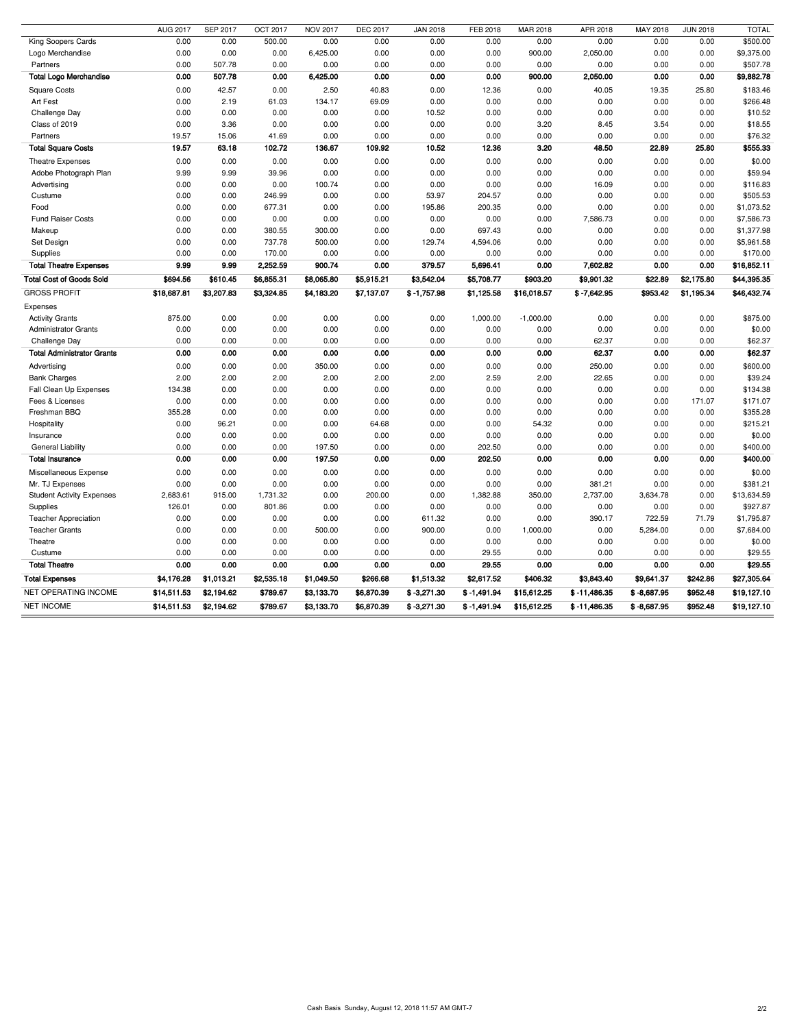| | AUG 2017 | SEP 2017 | OCT 2017 | NOV 2017 | DEC 2017 | JAN 2018 | FEB 2018 | MAR 2018 | APR 2018 | MAY 2018 | JUN 2018 | TOTAL |
|---|---|---|---|---|---|---|---|---|---|---|---|---|
| King Soopers Cards | 0.00 | 0.00 | 500.00 | 0.00 | 0.00 | 0.00 | 0.00 | 0.00 | 0.00 | 0.00 | 0.00 | $500.00 |
| Logo Merchandise | 0.00 | 0.00 | 0.00 | 6,425.00 | 0.00 | 0.00 | 0.00 | 900.00 | 2,050.00 | 0.00 | 0.00 | $9,375.00 |
| Partners | 0.00 | 507.78 | 0.00 | 0.00 | 0.00 | 0.00 | 0.00 | 0.00 | 0.00 | 0.00 | 0.00 | $507.78 |
| **Total Logo Merchandise** | **0.00** | **507.78** | **0.00** | **6,425.00** | **0.00** | **0.00** | **0.00** | **900.00** | **2,050.00** | **0.00** | **0.00** | **$9,882.78** |
| Square Costs | 0.00 | 42.57 | 0.00 | 2.50 | 40.83 | 0.00 | 12.36 | 0.00 | 40.05 | 19.35 | 25.80 | $183.46 |
| Art Fest | 0.00 | 2.19 | 61.03 | 134.17 | 69.09 | 0.00 | 0.00 | 0.00 | 0.00 | 0.00 | 0.00 | $266.48 |
| Challenge Day | 0.00 | 0.00 | 0.00 | 0.00 | 0.00 | 10.52 | 0.00 | 0.00 | 0.00 | 0.00 | 0.00 | $10.52 |
| Class of 2019 | 0.00 | 3.36 | 0.00 | 0.00 | 0.00 | 0.00 | 0.00 | 3.20 | 8.45 | 3.54 | 0.00 | $18.55 |
| Partners | 19.57 | 15.06 | 41.69 | 0.00 | 0.00 | 0.00 | 0.00 | 0.00 | 0.00 | 0.00 | 0.00 | $76.32 |
| **Total Square Costs** | **19.57** | **63.18** | **102.72** | **136.67** | **109.92** | **10.52** | **12.36** | **3.20** | **48.50** | **22.89** | **25.80** | **$555.33** |
| Theatre Expenses | 0.00 | 0.00 | 0.00 | 0.00 | 0.00 | 0.00 | 0.00 | 0.00 | 0.00 | 0.00 | 0.00 | $0.00 |
| Adobe Photograph Plan | 9.99 | 9.99 | 39.96 | 0.00 | 0.00 | 0.00 | 0.00 | 0.00 | 0.00 | 0.00 | 0.00 | $59.94 |
| Advertising | 0.00 | 0.00 | 0.00 | 100.74 | 0.00 | 0.00 | 0.00 | 0.00 | 16.09 | 0.00 | 0.00 | $116.83 |
| Custume | 0.00 | 0.00 | 246.99 | 0.00 | 0.00 | 53.97 | 204.57 | 0.00 | 0.00 | 0.00 | 0.00 | $505.53 |
| Food | 0.00 | 0.00 | 677.31 | 0.00 | 0.00 | 195.86 | 200.35 | 0.00 | 0.00 | 0.00 | 0.00 | $1,073.52 |
| Fund Raiser Costs | 0.00 | 0.00 | 0.00 | 0.00 | 0.00 | 0.00 | 0.00 | 0.00 | 7,586.73 | 0.00 | 0.00 | $7,586.73 |
| Makeup | 0.00 | 0.00 | 380.55 | 300.00 | 0.00 | 0.00 | 697.43 | 0.00 | 0.00 | 0.00 | 0.00 | $1,377.98 |
| Set Design | 0.00 | 0.00 | 737.78 | 500.00 | 0.00 | 129.74 | 4,594.06 | 0.00 | 0.00 | 0.00 | 0.00 | $5,961.58 |
| Supplies | 0.00 | 0.00 | 170.00 | 0.00 | 0.00 | 0.00 | 0.00 | 0.00 | 0.00 | 0.00 | 0.00 | $170.00 |
| **Total Theatre Expenses** | **9.99** | **9.99** | **2,252.59** | **900.74** | **0.00** | **379.57** | **5,696.41** | **0.00** | **7,602.82** | **0.00** | **0.00** | **$16,852.11** |
| **Total Cost of Goods Sold** | **$694.56** | **$610.45** | **$6,855.31** | **$8,065.80** | **$5,915.21** | **$3,542.04** | **$5,708.77** | **$903.20** | **$9,901.32** | **$22.89** | **$2,175.80** | **$44,395.35** |
| GROSS PROFIT | **$18,687.81** | **$3,207.83** | **$3,324.85** | **$4,183.20** | **$7,137.07** | **$ -1,757.98** | **$1,125.58** | **$16,018.57** | **$ -7,642.95** | **$953.42** | **$1,195.34** | **$46,432.74** |
| Expenses | | | | | | | | | | | | |
| Activity Grants | 875.00 | 0.00 | 0.00 | 0.00 | 0.00 | 0.00 | 1,000.00 | -1,000.00 | 0.00 | 0.00 | 0.00 | $875.00 |
| Administrator Grants | 0.00 | 0.00 | 0.00 | 0.00 | 0.00 | 0.00 | 0.00 | 0.00 | 0.00 | 0.00 | 0.00 | $0.00 |
| Challenge Day | 0.00 | 0.00 | 0.00 | 0.00 | 0.00 | 0.00 | 0.00 | 0.00 | 62.37 | 0.00 | 0.00 | $62.37 |
| **Total Administrator Grants** | **0.00** | **0.00** | **0.00** | **0.00** | **0.00** | **0.00** | **0.00** | **0.00** | **62.37** | **0.00** | **0.00** | **$62.37** |
| Advertising | 0.00 | 0.00 | 0.00 | 350.00 | 0.00 | 0.00 | 0.00 | 0.00 | 250.00 | 0.00 | 0.00 | $600.00 |
| Bank Charges | 2.00 | 2.00 | 2.00 | 2.00 | 2.00 | 2.00 | 2.59 | 2.00 | 22.65 | 0.00 | 0.00 | $39.24 |
| Fall Clean Up Expenses | 134.38 | 0.00 | 0.00 | 0.00 | 0.00 | 0.00 | 0.00 | 0.00 | 0.00 | 0.00 | 0.00 | $134.38 |
| Fees & Licenses | 0.00 | 0.00 | 0.00 | 0.00 | 0.00 | 0.00 | 0.00 | 0.00 | 0.00 | 0.00 | 171.07 | $171.07 |
| Freshman BBQ | 355.28 | 0.00 | 0.00 | 0.00 | 0.00 | 0.00 | 0.00 | 0.00 | 0.00 | 0.00 | 0.00 | $355.28 |
| Hospitality | 0.00 | 96.21 | 0.00 | 0.00 | 64.68 | 0.00 | 0.00 | 54.32 | 0.00 | 0.00 | 0.00 | $215.21 |
| Insurance | 0.00 | 0.00 | 0.00 | 0.00 | 0.00 | 0.00 | 0.00 | 0.00 | 0.00 | 0.00 | 0.00 | $0.00 |
| General Liability | 0.00 | 0.00 | 0.00 | 197.50 | 0.00 | 0.00 | 202.50 | 0.00 | 0.00 | 0.00 | 0.00 | $400.00 |
| **Total Insurance** | **0.00** | **0.00** | **0.00** | **197.50** | **0.00** | **0.00** | **202.50** | **0.00** | **0.00** | **0.00** | **0.00** | **$400.00** |
| Miscellaneous Expense | 0.00 | 0.00 | 0.00 | 0.00 | 0.00 | 0.00 | 0.00 | 0.00 | 0.00 | 0.00 | 0.00 | $0.00 |
| Mr. TJ Expenses | 0.00 | 0.00 | 0.00 | 0.00 | 0.00 | 0.00 | 0.00 | 0.00 | 381.21 | 0.00 | 0.00 | $381.21 |
| Student Activity Expenses | 2,683.61 | 915.00 | 1,731.32 | 0.00 | 200.00 | 0.00 | 1,382.88 | 350.00 | 2,737.00 | 3,634.78 | 0.00 | $13,634.59 |
| Supplies | 126.01 | 0.00 | 801.86 | 0.00 | 0.00 | 0.00 | 0.00 | 0.00 | 0.00 | 0.00 | 0.00 | $927.87 |
| Teacher Appreciation | 0.00 | 0.00 | 0.00 | 0.00 | 0.00 | 611.32 | 0.00 | 0.00 | 390.17 | 722.59 | 71.79 | $1,795.87 |
| Teacher Grants | 0.00 | 0.00 | 0.00 | 500.00 | 0.00 | 900.00 | 0.00 | 1,000.00 | 0.00 | 5,284.00 | 0.00 | $7,684.00 |
| Theatre | 0.00 | 0.00 | 0.00 | 0.00 | 0.00 | 0.00 | 0.00 | 0.00 | 0.00 | 0.00 | 0.00 | $0.00 |
| Custume | 0.00 | 0.00 | 0.00 | 0.00 | 0.00 | 0.00 | 29.55 | 0.00 | 0.00 | 0.00 | 0.00 | $29.55 |
| **Total Theatre** | **0.00** | **0.00** | **0.00** | **0.00** | **0.00** | **0.00** | **29.55** | **0.00** | **0.00** | **0.00** | **0.00** | **$29.55** |
| **Total Expenses** | **$4,176.28** | **$1,013.21** | **$2,535.18** | **$1,049.50** | **$266.68** | **$1,513.32** | **$2,617.52** | **$406.32** | **$3,843.40** | **$9,641.37** | **$242.86** | **$27,305.64** |
| NET OPERATING INCOME | **$14,511.53** | **$2,194.62** | **$789.67** | **$3,133.70** | **$6,870.39** | **$ -3,271.30** | **$ -1,491.94** | **$15,612.25** | **$ -11,486.35** | **$ -8,687.95** | **$952.48** | **$19,127.10** |
| NET INCOME | **$14,511.53** | **$2,194.62** | **$789.67** | **$3,133.70** | **$6,870.39** | **$ -3,271.30** | **$ -1,491.94** | **$15,612.25** | **$ -11,486.35** | **$ -8,687.95** | **$952.48** | **$19,127.10** |

Cash Basis Sunday, August 12, 2018 11:57 AM GMT-7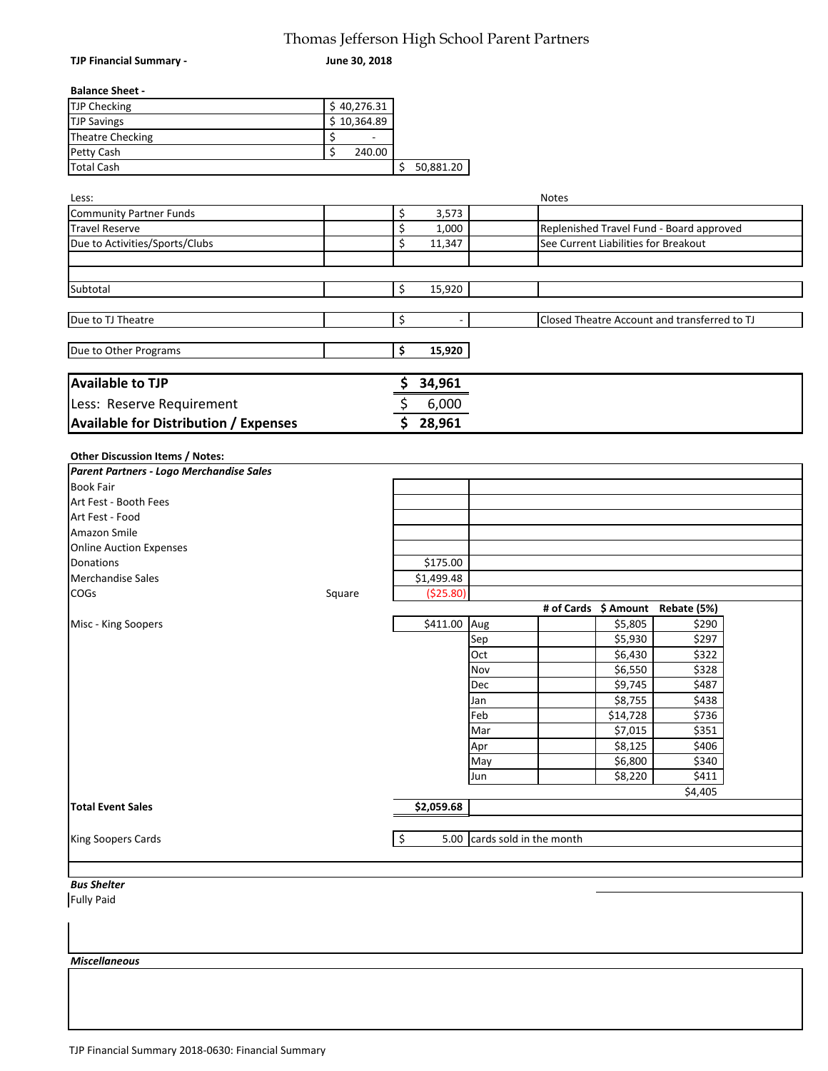# Thomas Jefferson High School Parent Partners

**TJP Financial Summary -** **June 30, 2018**

**Balance Sheet -**

| | | |
|---|---|---|
| TJP Checking | $ 40,276.31 | |
| TJP Savings | $ 10,364.89 | |
| Theatre Checking | $ - | |
| Petty Cash | $ 240.00 | |
| Total Cash | | $ 50,881.20 |

| Less: | | | Notes |
|---|---|---|---|
| Community Partner Funds | | $ 3,573 | |
| Travel Reserve | | $ 1,000 | Replenished Travel Fund - Board approved |
| Due to Activities/Sports/Clubs | | $ 11,347 | See Current Liabilities for Breakout |
| | | | |
| Subtotal | | $ 15,920 | |
| Due to TJ Theatre | | $ - | Closed Theatre Account and transferred to TJ |
| Due to Other Programs | | **$ 15,920** | |

| | |
|---|---|
| **Available to TJP** | **$ 34,961** |
| Less: Reserve Requirement | $ 6,000 |
| **Available for Distribution / Expenses** | **$ 28,961** |

**Other Discussion Items / Notes:**

***Parent Partners - Logo Merchandise Sales***

| | | | | | | |
|---|---|---|---|---|---|---|
| Book Fair | | | | | | |
| Art Fest - Booth Fees | | | | | | |
| Art Fest - Food | | | | | | |
| Amazon Smile | | | | | | |
| Online Auction Expenses | | | | | | |
| Donations | | $175.00 | | | | |
| Merchandise Sales | | $1,499.48 | | | | |
| COGs | Square | ($25.80) | | | | |
| | | | | # of Cards | $ Amount | Rebate (5%) |
| Misc - King Soopers | | $411.00 | Aug | | $5,805 | $290 |
| | | | Sep | | $5,930 | $297 |
| | | | Oct | | $6,430 | $322 |
| | | | Nov | | $6,550 | $328 |
| | | | Dec | | $9,745 | $487 |
| | | | Jan | | $8,755 | $438 |
| | | | Feb | | $14,728 | $736 |
| | | | Mar | | $7,015 | $351 |
| | | | Apr | | $8,125 | $406 |
| | | | May | | $6,800 | $340 |
| | | | Jun | | $8,220 | $411 |
| | | | | | | $4,405 |
| **Total Event Sales** | | **$2,059.68** | | | | |
| King Soopers Cards | | $ 5.00 | cards sold in the month | | | |

***Bus Shelter***

Fully Paid

***Miscellaneous***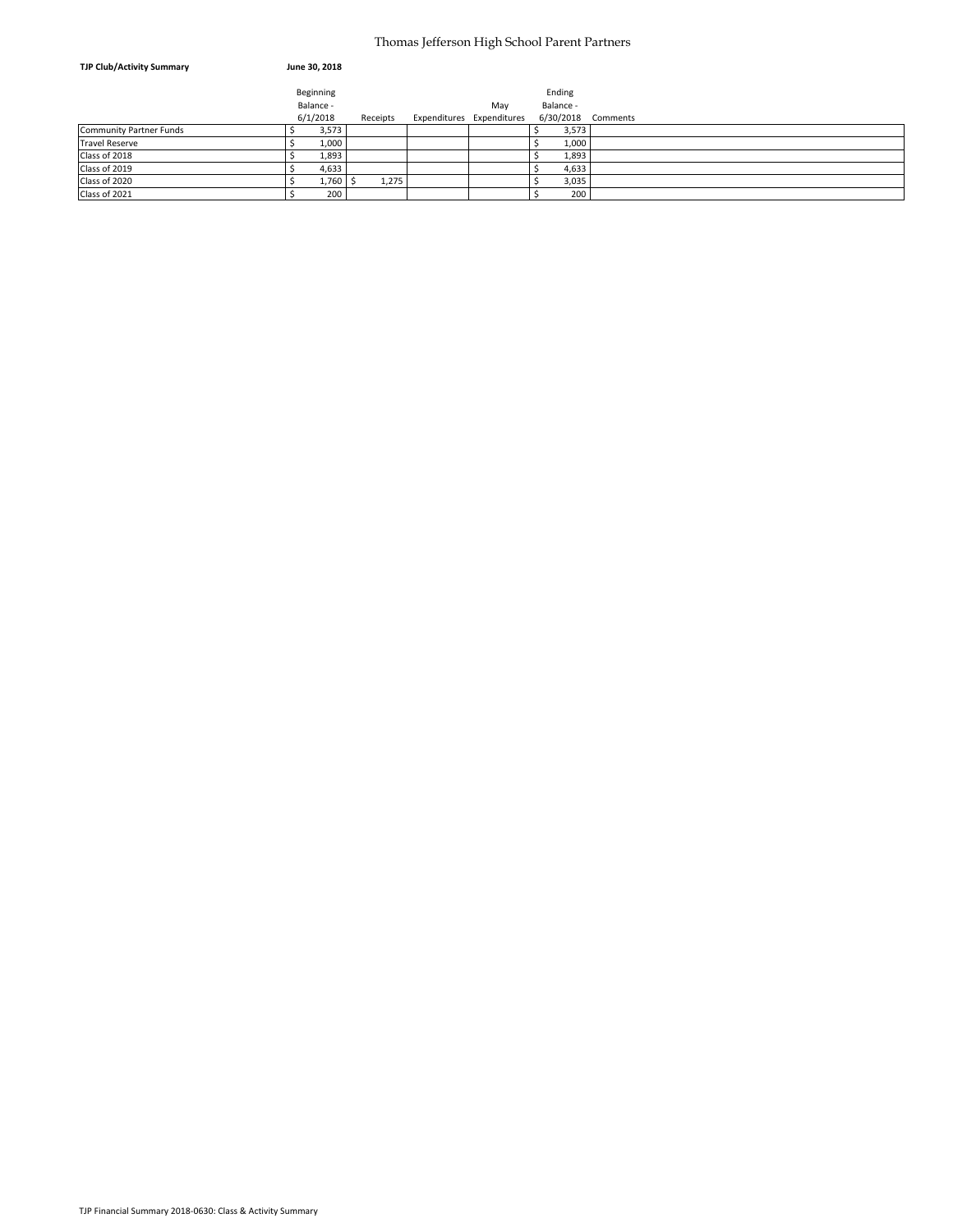# Thomas Jefferson High School Parent Partners

**TJP Club/Activity Summary** **June 30, 2018**

| | Beginning Balance - 6/1/2018 | Receipts | Expenditures | May Expenditures | Ending Balance - 6/30/2018 | Comments |
|---|---|---|---|---|---|---|
| Community Partner Funds | $ 3,573 | | | | $ 3,573 | |
| Travel Reserve | $ 1,000 | | | | $ 1,000 | |
| Class of 2018 | $ 1,893 | | | | $ 1,893 | |
| Class of 2019 | $ 4,633 | | | | $ 4,633 | |
| Class of 2020 | $ 1,760 | $ 1,275 | | | $ 3,035 | |
| Class of 2021 | $ 200 | | | | $ 200 | |

TJP Financial Summary 2018-0630: Class & Activity Summary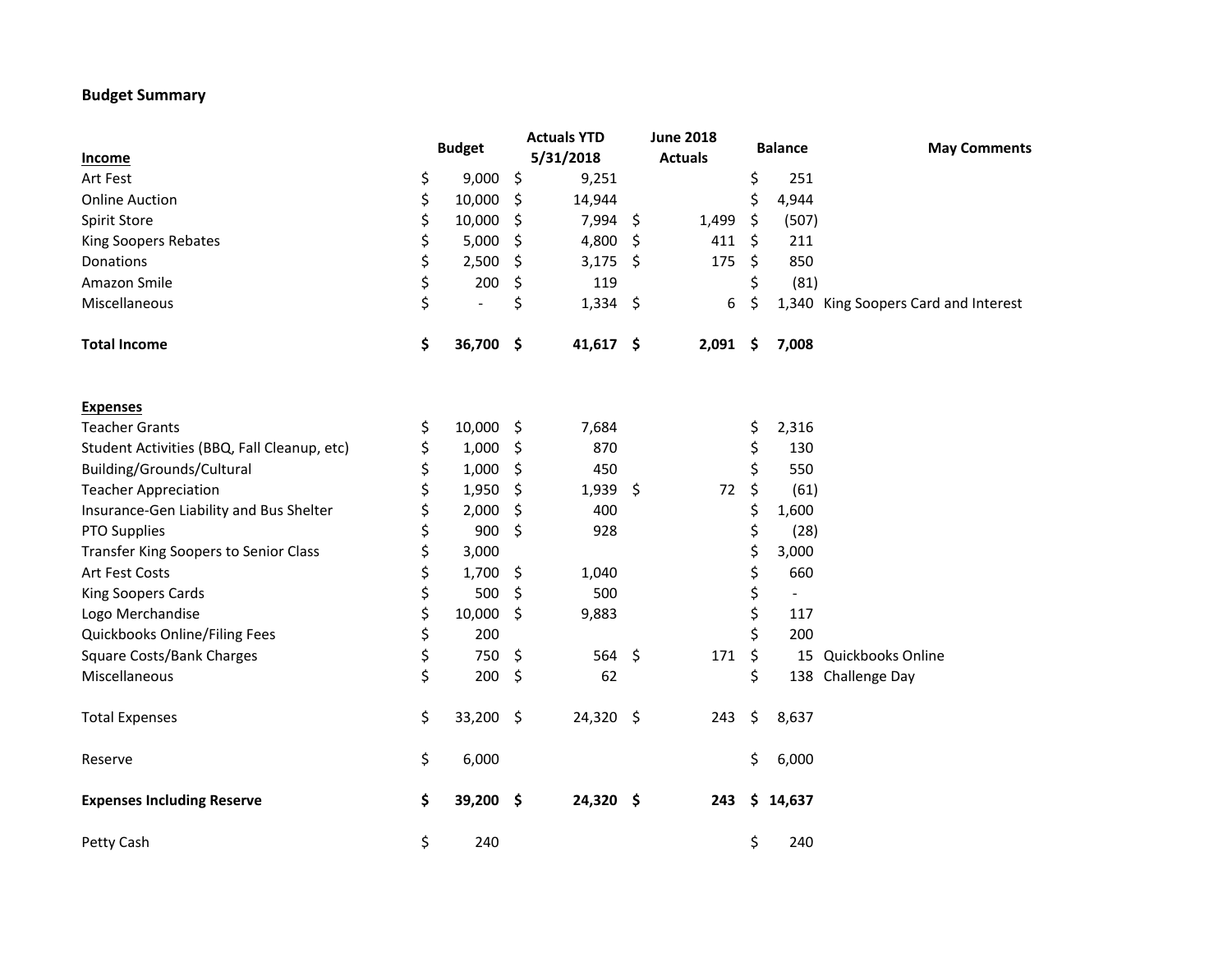**Budget Summary**

| Income | Budget | Actuals YTD 5/31/2018 | June 2018 Actuals | Balance | May Comments |
|---|---|---|---|---|---|
| Art Fest | $ 9,000 | $ 9,251 | | $ 251 | |
| Online Auction | $ 10,000 | $ 14,944 | | $ 4,944 | |
| Spirit Store | $ 10,000 | $ 7,994 | $ 1,499 | $ (507) | |
| King Soopers Rebates | $ 5,000 | $ 4,800 | $ 411 | $ 211 | |
| Donations | $ 2,500 | $ 3,175 | $ 175 | $ 850 | |
| Amazon Smile | $ 200 | $ 119 | | $ (81) | |
| Miscellaneous | $ - | $ 1,334 | $ 6 | $ 1,340 | King Soopers Card and Interest |
| **Total Income** | **$ 36,700** | **$ 41,617** | **$ 2,091** | **$ 7,008** | |
| | | | | | |
| **Expenses** | | | | | |
| Teacher Grants | $ 10,000 | $ 7,684 | | $ 2,316 | |
| Student Activities (BBQ, Fall Cleanup, etc) | $ 1,000 | $ 870 | | $ 130 | |
| Building/Grounds/Cultural | $ 1,000 | $ 450 | | $ 550 | |
| Teacher Appreciation | $ 1,950 | $ 1,939 | $ 72 | $ (61) | |
| Insurance-Gen Liability and Bus Shelter | $ 2,000 | $ 400 | | $ 1,600 | |
| PTO Supplies | $ 900 | $ 928 | | $ (28) | |
| Transfer King Soopers to Senior Class | $ 3,000 | | | $ 3,000 | |
| Art Fest Costs | $ 1,700 | $ 1,040 | | $ 660 | |
| King Soopers Cards | $ 500 | $ 500 | | $ - | |
| Logo Merchandise | $ 10,000 | $ 9,883 | | $ 117 | |
| Quickbooks Online/Filing Fees | $ 200 | | | $ 200 | |
| Square Costs/Bank Charges | $ 750 | $ 564 | $ 171 | $ 15 | Quickbooks Online |
| Miscellaneous | $ 200 | $ 62 | | $ 138 | Challenge Day |
| Total Expenses | $ 33,200 | $ 24,320 | $ 243 | $ 8,637 | |
| Reserve | $ 6,000 | | | $ 6,000 | |
| **Expenses Including Reserve** | **$ 39,200** | **$ 24,320** | **$ 243** | **$ 14,637** | |
| Petty Cash | $ 240 | | | $ 240 | |